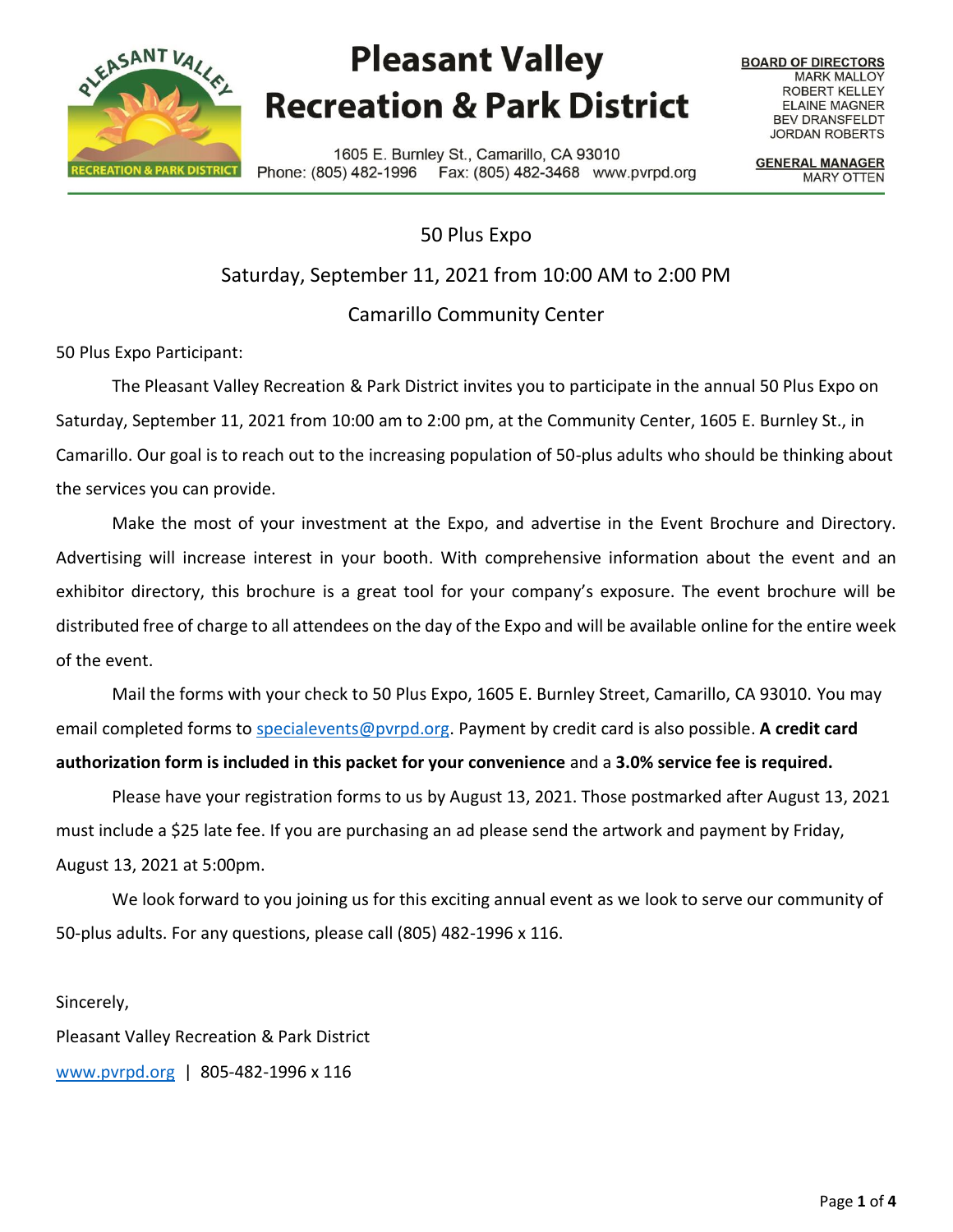# Pleasant Valley Recreation & Park District

1605 E. Burnley St., Camarillo, CA 93010
Phone: (805) 482-1996 Fax: (805) 482-3468 www.pvrpd.org

**BOARD OF DIRECTORS**
MARK MALLOY
ROBERT KELLEY
ELAINE MAGNER
BEV DRANSFELDT
JORDAN ROBERTS

**GENERAL MANAGER**
MARY OTTEN

## 50 Plus Expo

Saturday, September 11, 2021 from 10:00 AM to 2:00 PM

Camarillo Community Center

50 Plus Expo Participant:

The Pleasant Valley Recreation & Park District invites you to participate in the annual 50 Plus Expo on Saturday, September 11, 2021 from 10:00 am to 2:00 pm, at the Community Center, 1605 E. Burnley St., in Camarillo. Our goal is to reach out to the increasing population of 50-plus adults who should be thinking about the services you can provide.

Make the most of your investment at the Expo, and advertise in the Event Brochure and Directory. Advertising will increase interest in your booth. With comprehensive information about the event and an exhibitor directory, this brochure is a great tool for your company's exposure. The event brochure will be distributed free of charge to all attendees on the day of the Expo and will be available online for the entire week of the event.

Mail the forms with your check to 50 Plus Expo, 1605 E. Burnley Street, Camarillo, CA 93010. You may email completed forms to specialevents@pvrpd.org. Payment by credit card is also possible. **A credit card authorization form is included in this packet for your convenience** and a **3.0% service fee is required.**

Please have your registration forms to us by August 13, 2021. Those postmarked after August 13, 2021 must include a $25 late fee. If you are purchasing an ad please send the artwork and payment by Friday, August 13, 2021 at 5:00pm.

We look forward to you joining us for this exciting annual event as we look to serve our community of 50-plus adults. For any questions, please call (805) 482-1996 x 116.

Sincerely,

Pleasant Valley Recreation & Park District

www.pvrpd.org | 805-482-1996 x 116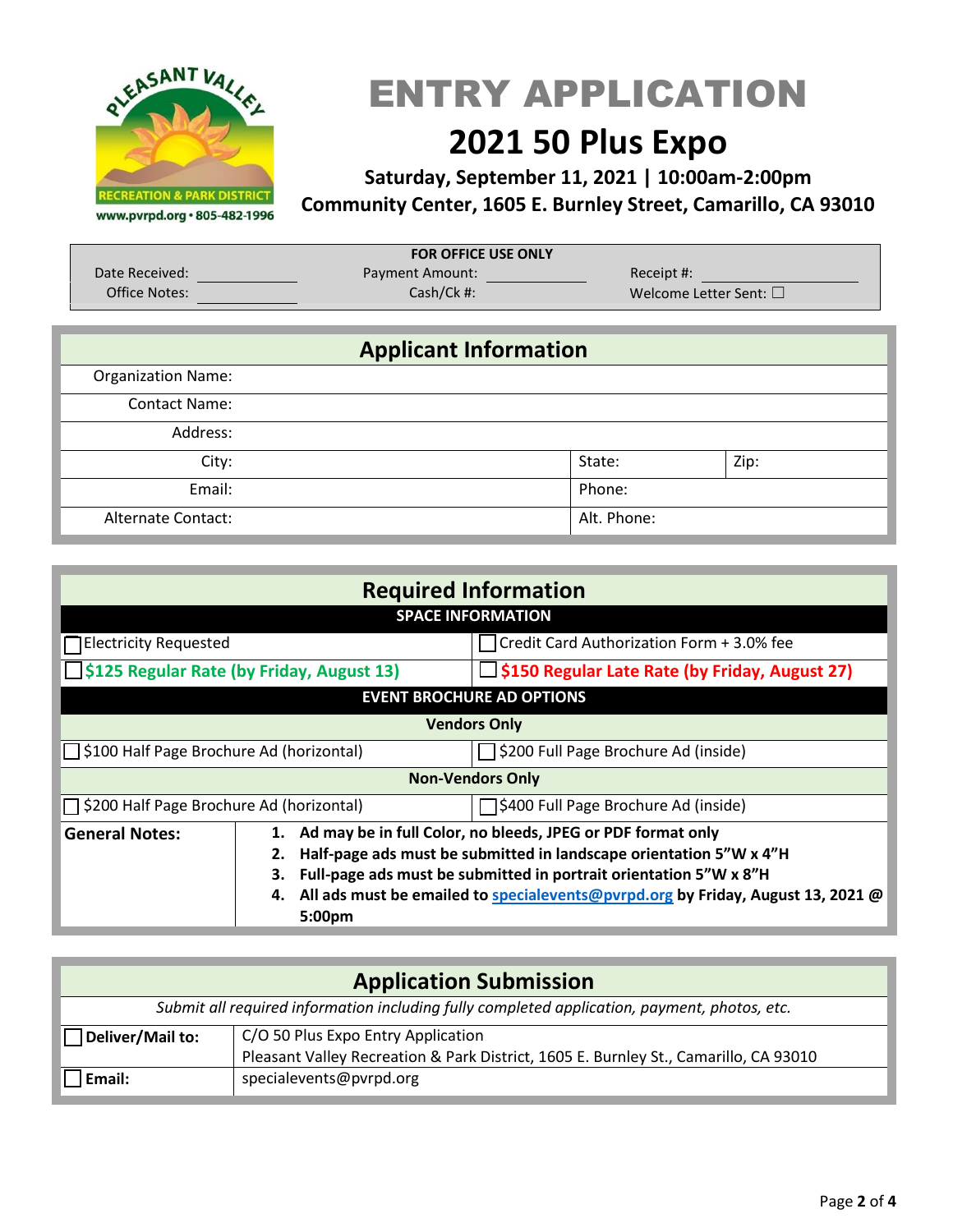PLEASANT VALLEY RECREATION & PARK DISTRICT
www.pvrpd.org • 805-482-1996

# ENTRY APPLICATION

## 2021 50 Plus Expo

**Saturday, September 11, 2021 | 10:00am-2:00pm**
**Community Center, 1605 E. Burnley Street, Camarillo, CA 93010**

| FOR OFFICE USE ONLY | | | | | |
|---|---|---|---|---|---|
| Date Received: | | Payment Amount: | | Receipt #: | |
| Office Notes: | | Cash/Ck #: | | Welcome Letter Sent: ☐ | |

## Applicant Information

| | | | | | |
|---|---|---|---|---|---|
| Organization Name: | | | | | |
| Contact Name: | | | | | |
| Address: | | | | | |
| City: | | State: | | Zip: | |
| Email: | | Phone: | | | |
| Alternate Contact: | | Alt. Phone: | | | |

## Required Information

| SPACE INFORMATION | |
|---|---|
| ☐ Electricity Requested | ☐ Credit Card Authorization Form + 3.0% fee |
| ☐ **$125 Regular Rate (by Friday, August 13)** | ☐ **$150 Regular Late Rate (by Friday, August 27)** |
| **EVENT BROCHURE AD OPTIONS** | |
| **Vendors Only** | |
| ☐ $100 Half Page Brochure Ad (horizontal) | ☐ $200 Full Page Brochure Ad (inside) |
| **Non-Vendors Only** | |
| ☐ $200 Half Page Brochure Ad (horizontal) | ☐ $400 Full Page Brochure Ad (inside) |

**General Notes:**

1. **Ad may be in full Color, no bleeds, JPEG or PDF format only**
2. **Half-page ads must be submitted in landscape orientation 5"W x 4"H**
3. **Full-page ads must be submitted in portrait orientation 5"W x 8"H**
4. **All ads must be emailed to specialevents@pvrpd.org by Friday, August 13, 2021 @ 5:00pm**

## Application Submission

*Submit all required information including fully completed application, payment, photos, etc.*

| | |
|---|---|
| ☐ **Deliver/Mail to:** | C/O 50 Plus Expo Entry Application<br>Pleasant Valley Recreation & Park District, 1605 E. Burnley St., Camarillo, CA 93010 |
| ☐ **Email:** | specialevents@pvrpd.org |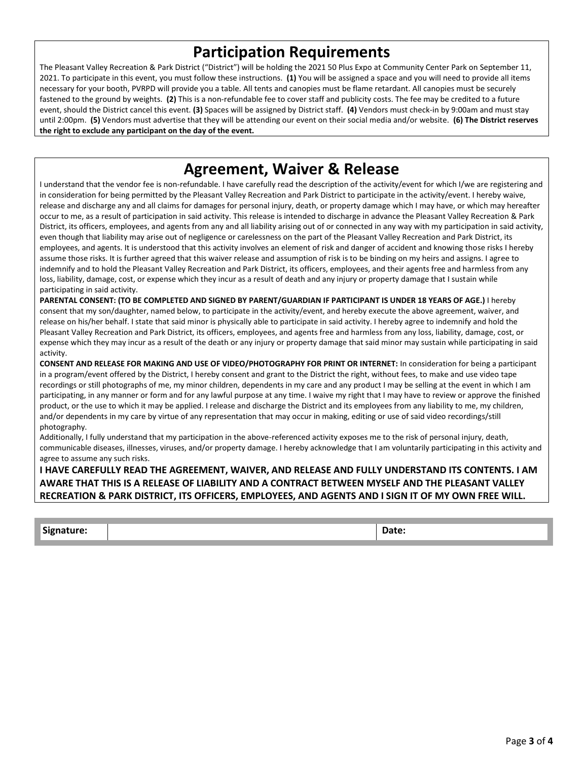## Participation Requirements

The Pleasant Valley Recreation & Park District ("District") will be holding the 2021 50 Plus Expo at Community Center Park on September 11, 2021. To participate in this event, you must follow these instructions. **(1)** You will be assigned a space and you will need to provide all items necessary for your booth, PVRPD will provide you a table. All tents and canopies must be flame retardant. All canopies must be securely fastened to the ground by weights. **(2)** This is a non-refundable fee to cover staff and publicity costs. The fee may be credited to a future event, should the District cancel this event. **(3)** Spaces will be assigned by District staff. **(4)** Vendors must check-in by 9:00am and must stay until 2:00pm. **(5)** Vendors must advertise that they will be attending our event on their social media and/or website. **(6) The District reserves the right to exclude any participant on the day of the event.**

## Agreement, Waiver & Release

I understand that the vendor fee is non-refundable. I have carefully read the description of the activity/event for which I/we are registering and in consideration for being permitted by the Pleasant Valley Recreation and Park District to participate in the activity/event. I hereby waive, release and discharge any and all claims for damages for personal injury, death, or property damage which I may have, or which may hereafter occur to me, as a result of participation in said activity. This release is intended to discharge in advance the Pleasant Valley Recreation & Park District, its officers, employees, and agents from any and all liability arising out of or connected in any way with my participation in said activity, even though that liability may arise out of negligence or carelessness on the part of the Pleasant Valley Recreation and Park District, its employees, and agents. It is understood that this activity involves an element of risk and danger of accident and knowing those risks I hereby assume those risks. It is further agreed that this waiver release and assumption of risk is to be binding on my heirs and assigns. I agree to indemnify and to hold the Pleasant Valley Recreation and Park District, its officers, employees, and their agents free and harmless from any loss, liability, damage, cost, or expense which they incur as a result of death and any injury or property damage that I sustain while participating in said activity.

**PARENTAL CONSENT: (TO BE COMPLETED AND SIGNED BY PARENT/GUARDIAN IF PARTICIPANT IS UNDER 18 YEARS OF AGE.)** I hereby consent that my son/daughter, named below, to participate in the activity/event, and hereby execute the above agreement, waiver, and release on his/her behalf. I state that said minor is physically able to participate in said activity. I hereby agree to indemnify and hold the Pleasant Valley Recreation and Park District, its officers, employees, and agents free and harmless from any loss, liability, damage, cost, or expense which they may incur as a result of the death or any injury or property damage that said minor may sustain while participating in said activity.

**CONSENT AND RELEASE FOR MAKING AND USE OF VIDEO/PHOTOGRAPHY FOR PRINT OR INTERNET:** In consideration for being a participant in a program/event offered by the District, I hereby consent and grant to the District the right, without fees, to make and use video tape recordings or still photographs of me, my minor children, dependents in my care and any product I may be selling at the event in which I am participating, in any manner or form and for any lawful purpose at any time. I waive my right that I may have to review or approve the finished product, or the use to which it may be applied. I release and discharge the District and its employees from any liability to me, my children, and/or dependents in my care by virtue of any representation that may occur in making, editing or use of said video recordings/still photography.

Additionally, I fully understand that my participation in the above-referenced activity exposes me to the risk of personal injury, death, communicable diseases, illnesses, viruses, and/or property damage. I hereby acknowledge that I am voluntarily participating in this activity and agree to assume any such risks.

**I HAVE CAREFULLY READ THE AGREEMENT, WAIVER, AND RELEASE AND FULLY UNDERSTAND ITS CONTENTS. I AM AWARE THAT THIS IS A RELEASE OF LIABILITY AND A CONTRACT BETWEEN MYSELF AND THE PLEASANT VALLEY RECREATION & PARK DISTRICT, ITS OFFICERS, EMPLOYEES, AND AGENTS AND I SIGN IT OF MY OWN FREE WILL.**

| **Signature:** | | **Date:** |
|---|---|---|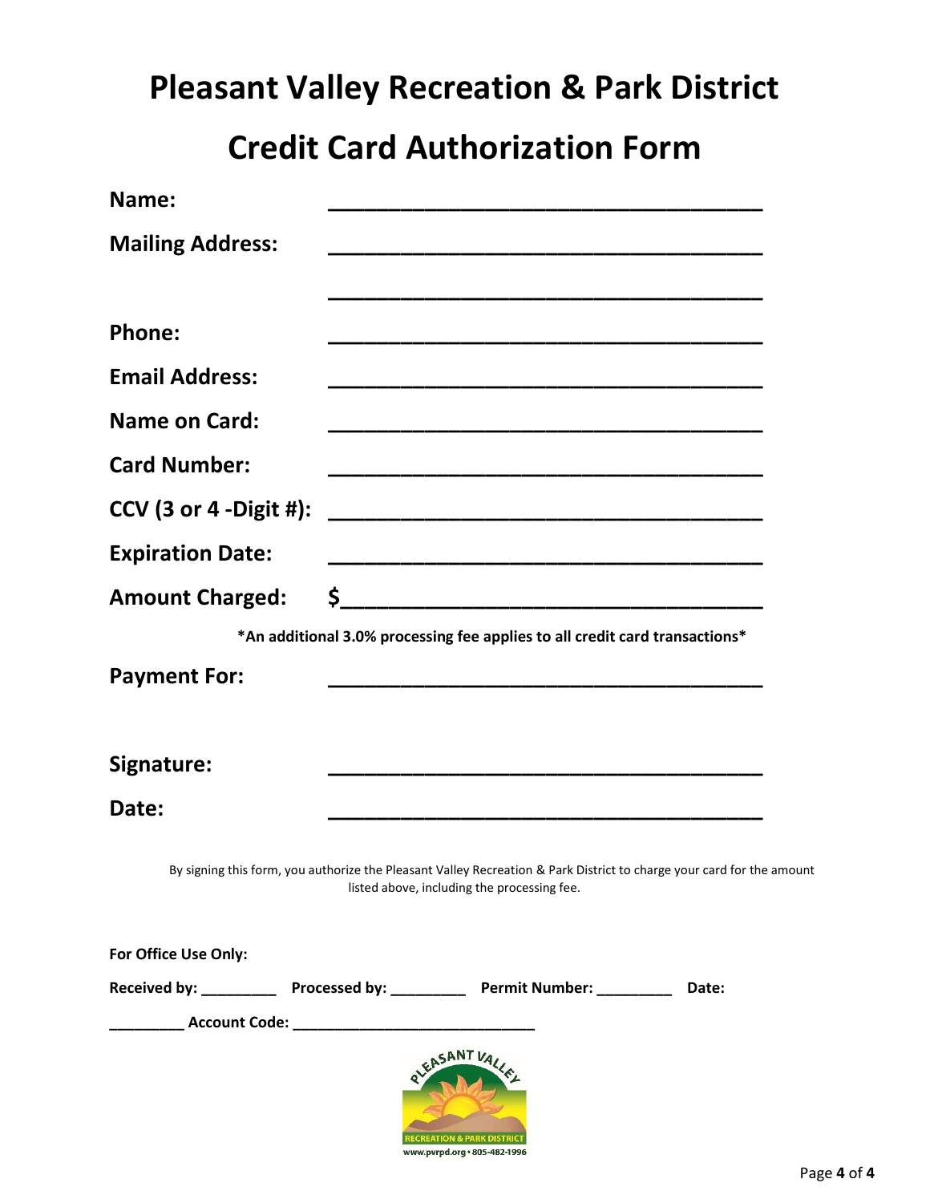# Pleasant Valley Recreation & Park District

# Credit Card Authorization Form

**Name:** ___________________________________

**Mailing Address:** ___________________________________

___________________________________

**Phone:** ___________________________________

**Email Address:** ___________________________________

**Name on Card:** ___________________________________

**Card Number:** ___________________________________

**CCV (3 or 4 -Digit #):** ___________________________________

**Expiration Date:** ___________________________________

**Amount Charged:** $___________________________________

***An additional 3.0% processing fee applies to all credit card transactions***

**Payment For:** ___________________________________

**Signature:** ___________________________________

**Date:** ___________________________________

By signing this form, you authorize the Pleasant Valley Recreation & Park District to charge your card for the amount listed above, including the processing fee.

**For Office Use Only:**

**Received by:** _________ **Processed by:** _________ **Permit Number:** _________ **Date:** _________ **Account Code:** ____________________________

PLEASANT VALLEY RECREATION & PARK DISTRICT
www.pvrpd.org • 805-482-1996